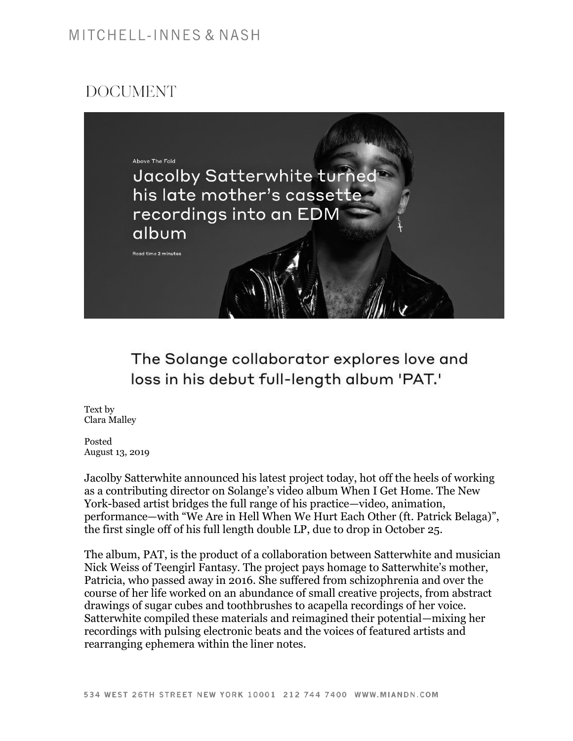MITCHELL-INNES & NASH

DOCUMENT

Above The Fold

# Jacolby Satterwhite turned his late mother's cassette recordings into an EDM album

Read time 2 minutes

## The Solange collaborator explores love and loss in his debut full-length album 'PAT.'

Text by
Clara Malley

Posted
August 13, 2019

Jacolby Satterwhite announced his latest project today, hot off the heels of working as a contributing director on Solange's video album When I Get Home. The New York-based artist bridges the full range of his practice—video, animation, performance—with "We Are in Hell When We Hurt Each Other (ft. Patrick Belaga)", the first single off of his full length double LP, due to drop in October 25.

The album, PAT, is the product of a collaboration between Satterwhite and musician Nick Weiss of Teengirl Fantasy. The project pays homage to Satterwhite's mother, Patricia, who passed away in 2016. She suffered from schizophrenia and over the course of her life worked on an abundance of small creative projects, from abstract drawings of sugar cubes and toothbrushes to acapella recordings of her voice. Satterwhite compiled these materials and reimagined their potential—mixing her recordings with pulsing electronic beats and the voices of featured artists and rearranging ephemera within the liner notes.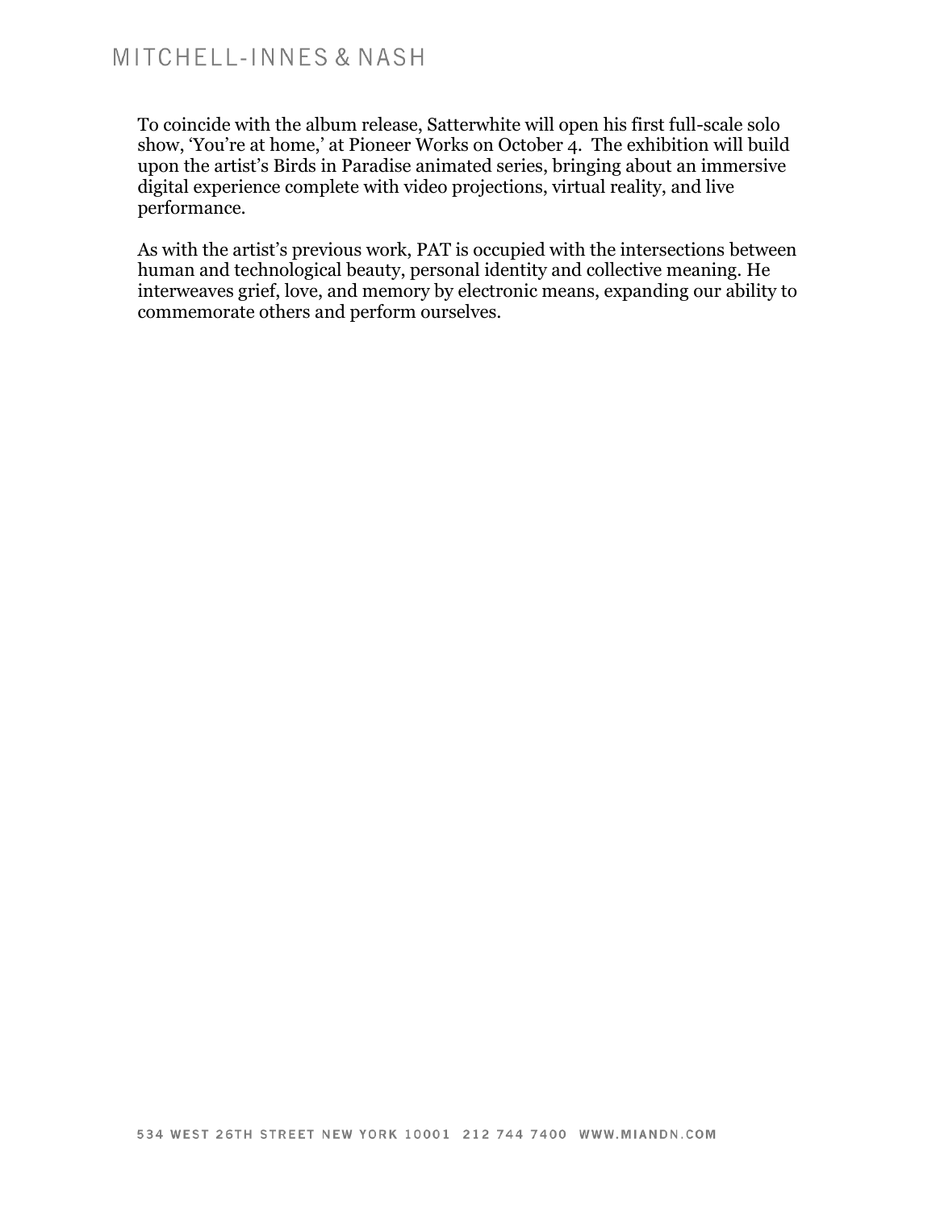To coincide with the album release, Satterwhite will open his first full-scale solo show, 'You're at home,' at Pioneer Works on October 4. The exhibition will build upon the artist's Birds in Paradise animated series, bringing about an immersive digital experience complete with video projections, virtual reality, and live performance.

As with the artist's previous work, PAT is occupied with the intersections between human and technological beauty, personal identity and collective meaning. He interweaves grief, love, and memory by electronic means, expanding our ability to commemorate others and perform ourselves.